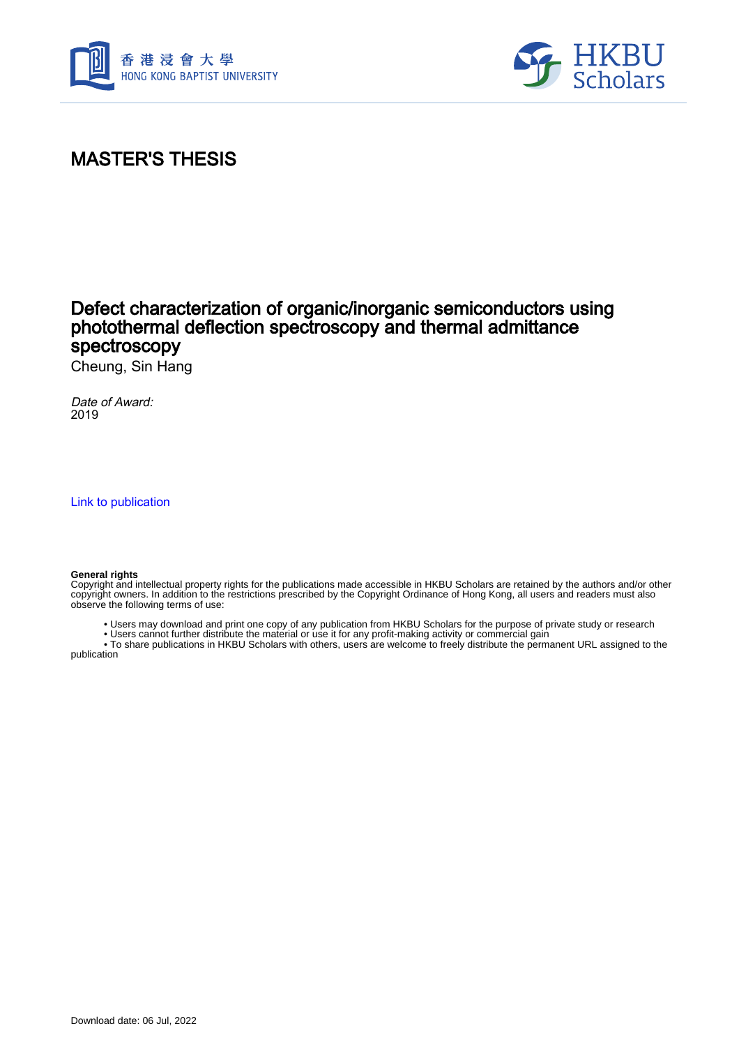# MASTER'S THESIS

## Defect characterization of organic/inorganic semiconductors using photothermal deflection spectroscopy and thermal admittance spectroscopy

Cheung, Sin Hang

*Date of Award:*
2019

Link to publication

**General rights**
Copyright and intellectual property rights for the publications made accessible in HKBU Scholars are retained by the authors and/or other copyright owners. In addition to the restrictions prescribed by the Copyright Ordinance of Hong Kong, all users and readers must also observe the following terms of use:

- Users may download and print one copy of any publication from HKBU Scholars for the purpose of private study or research
- Users cannot further distribute the material or use it for any profit-making activity or commercial gain
- To share publications in HKBU Scholars with others, users are welcome to freely distribute the permanent URL assigned to the publication

Download date: 06 Jul, 2022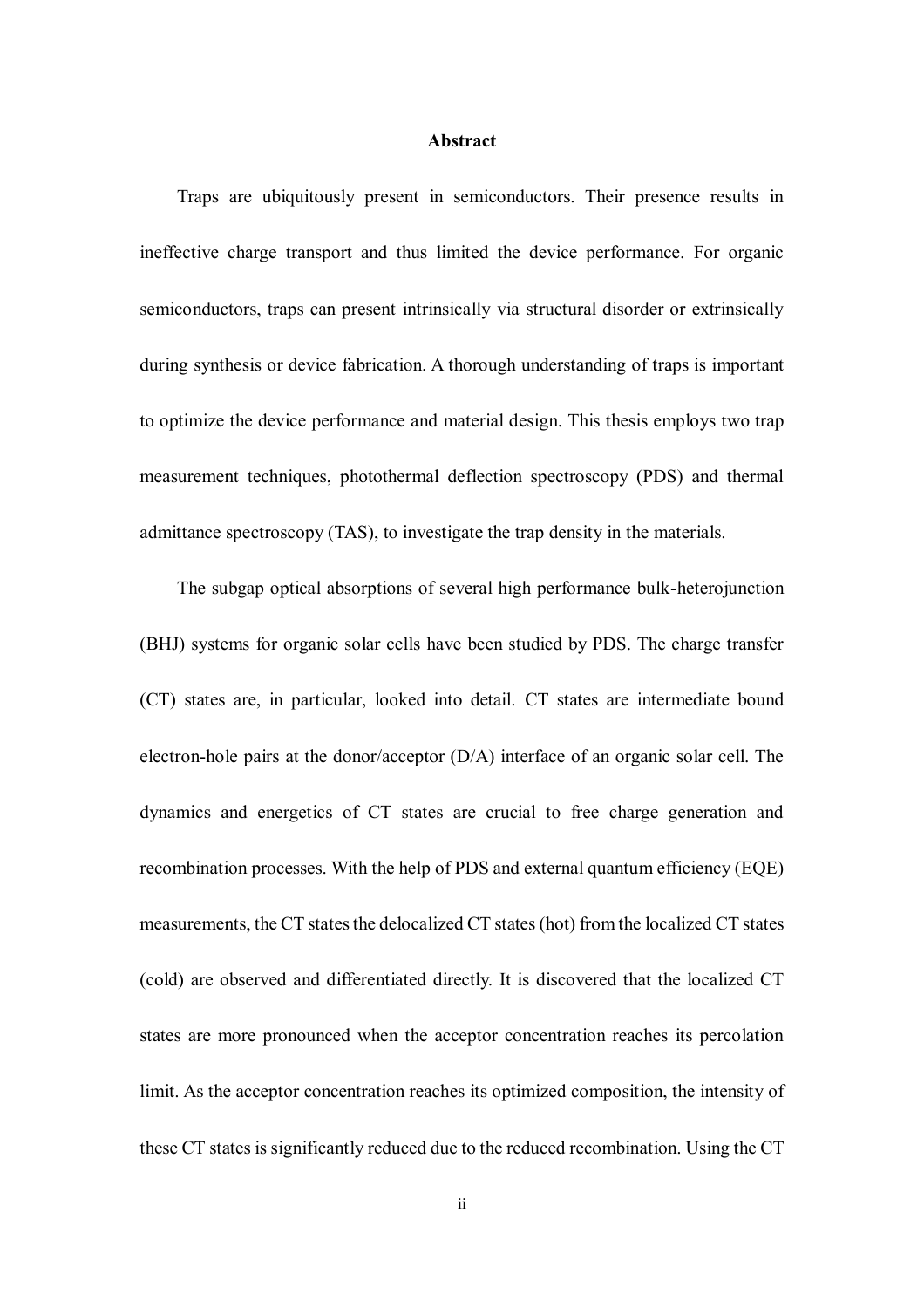## Abstract

Traps are ubiquitously present in semiconductors. Their presence results in ineffective charge transport and thus limited the device performance. For organic semiconductors, traps can present intrinsically via structural disorder or extrinsically during synthesis or device fabrication. A thorough understanding of traps is important to optimize the device performance and material design. This thesis employs two trap measurement techniques, photothermal deflection spectroscopy (PDS) and thermal admittance spectroscopy (TAS), to investigate the trap density in the materials.

The subgap optical absorptions of several high performance bulk-heterojunction (BHJ) systems for organic solar cells have been studied by PDS. The charge transfer (CT) states are, in particular, looked into detail. CT states are intermediate bound electron-hole pairs at the donor/acceptor (D/A) interface of an organic solar cell. The dynamics and energetics of CT states are crucial to free charge generation and recombination processes. With the help of PDS and external quantum efficiency (EQE) measurements, the CT states the delocalized CT states (hot) from the localized CT states (cold) are observed and differentiated directly. It is discovered that the localized CT states are more pronounced when the acceptor concentration reaches its percolation limit. As the acceptor concentration reaches its optimized composition, the intensity of these CT states is significantly reduced due to the reduced recombination. Using the CT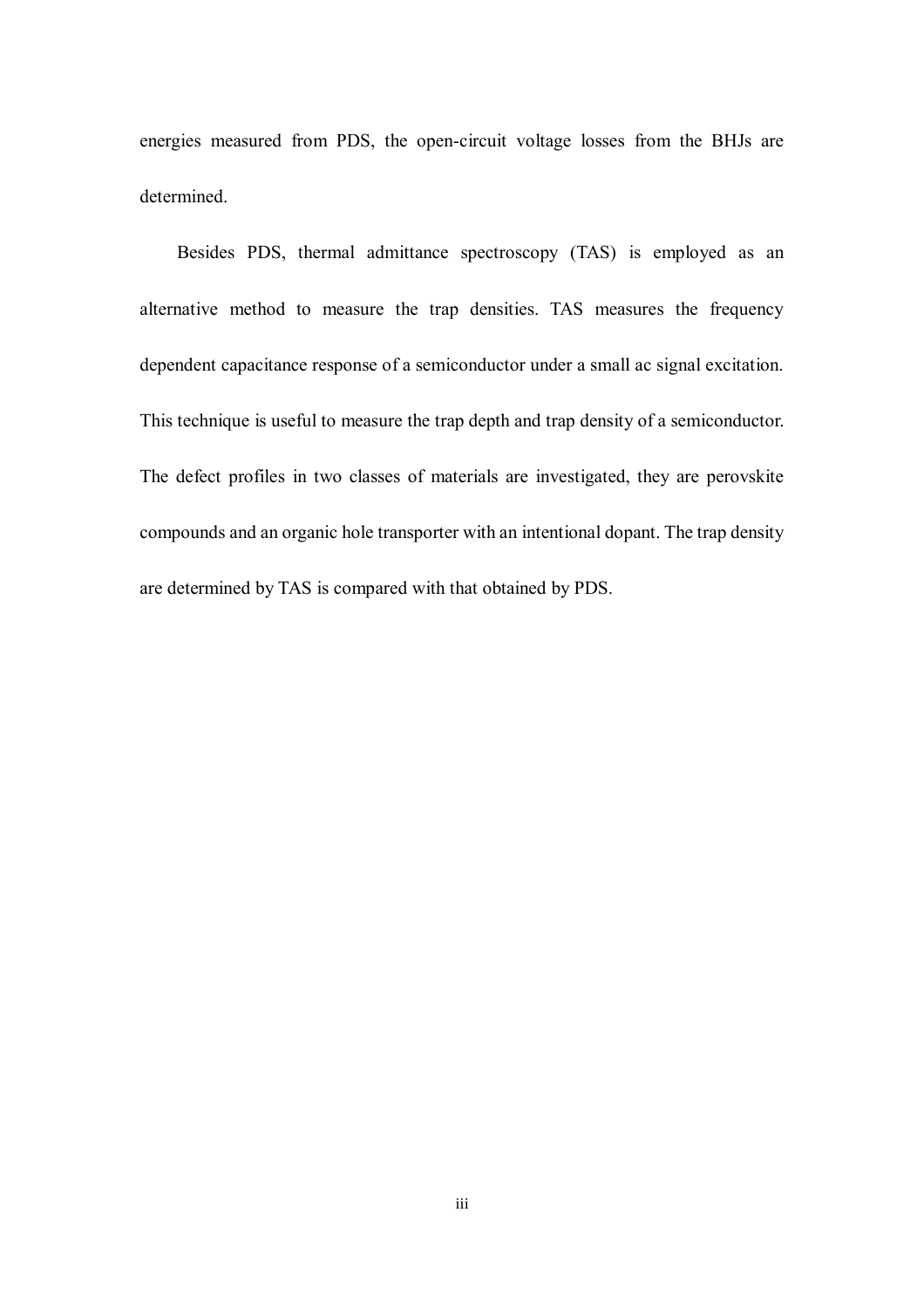energies measured from PDS, the open-circuit voltage losses from the BHJs are determined.

Besides PDS, thermal admittance spectroscopy (TAS) is employed as an alternative method to measure the trap densities. TAS measures the frequency dependent capacitance response of a semiconductor under a small ac signal excitation. This technique is useful to measure the trap depth and trap density of a semiconductor. The defect profiles in two classes of materials are investigated, they are perovskite compounds and an organic hole transporter with an intentional dopant. The trap density are determined by TAS is compared with that obtained by PDS.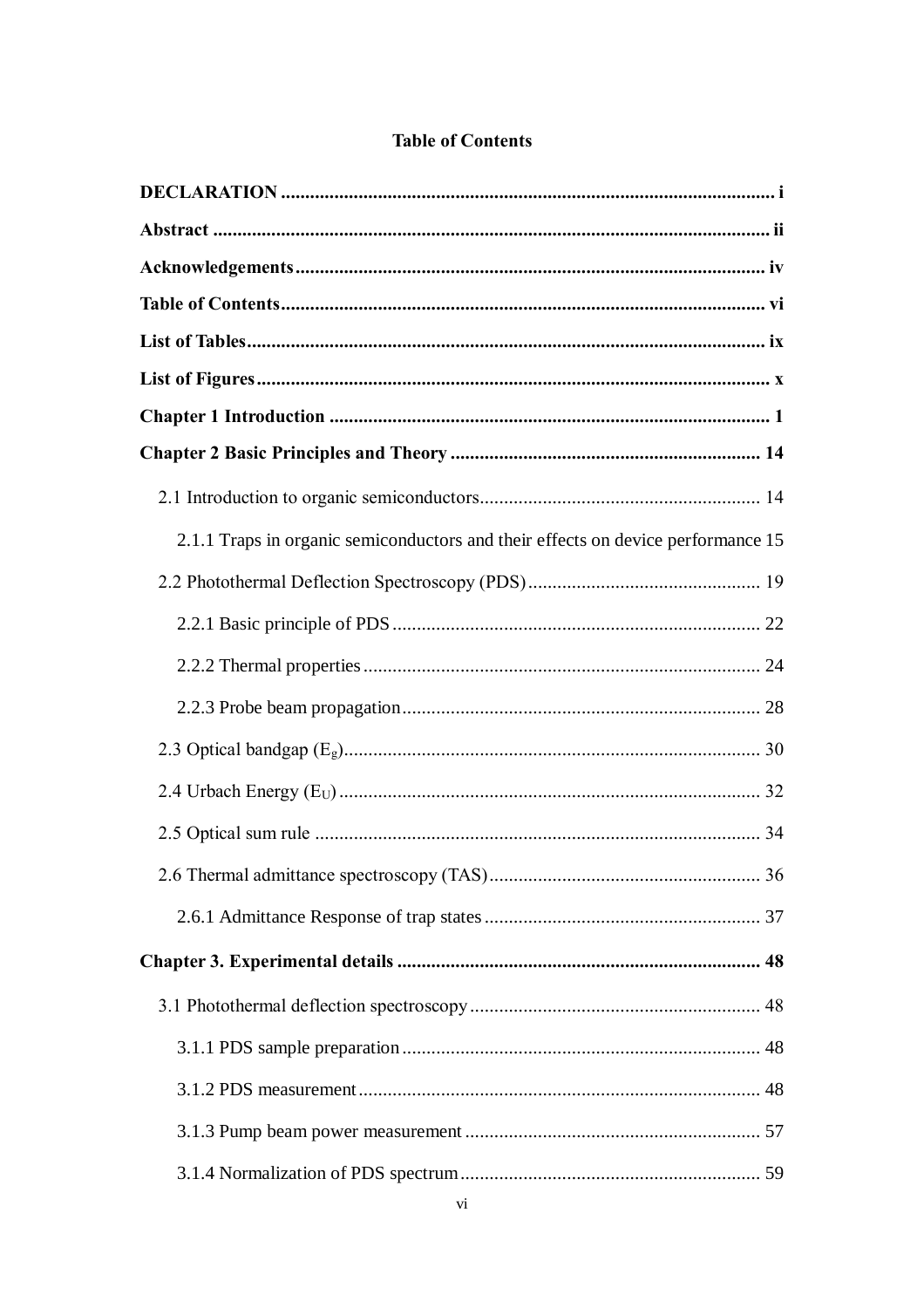# Table of Contents

**DECLARATION** ..... **i**

**Abstract** ..... **ii**

**Acknowledgements** ..... **iv**

**Table of Contents** ..... **vi**

**List of Tables** ..... **ix**

**List of Figures** ..... **x**

**Chapter 1 Introduction** ..... **1**

**Chapter 2 Basic Principles and Theory** ..... **14**

- 2.1 Introduction to organic semiconductors ..... 14
  - 2.1.1 Traps in organic semiconductors and their effects on device performance 15
- 2.2 Photothermal Deflection Spectroscopy (PDS) ..... 19
  - 2.2.1 Basic principle of PDS ..... 22
  - 2.2.2 Thermal properties ..... 24
  - 2.2.3 Probe beam propagation ..... 28
- 2.3 Optical bandgap ($E_g$) ..... 30
- 2.4 Urbach Energy ($E_U$) ..... 32
- 2.5 Optical sum rule ..... 34
- 2.6 Thermal admittance spectroscopy (TAS) ..... 36
  - 2.6.1 Admittance Response of trap states ..... 37

**Chapter 3. Experimental details** ..... **48**

- 3.1 Photothermal deflection spectroscopy ..... 48
  - 3.1.1 PDS sample preparation ..... 48
  - 3.1.2 PDS measurement ..... 48
  - 3.1.3 Pump beam power measurement ..... 57
  - 3.1.4 Normalization of PDS spectrum ..... 59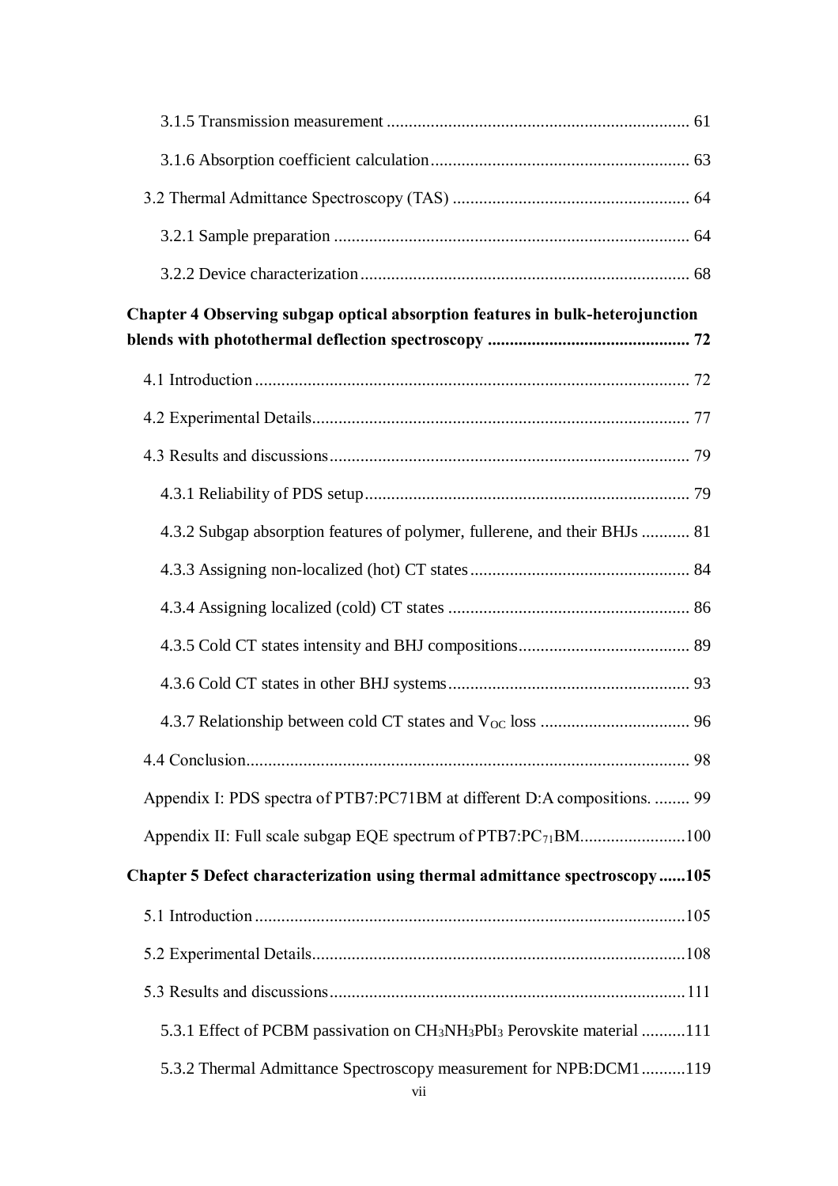3.1.5 Transmission measurement ..................................................................... 61

3.1.6 Absorption coefficient calculation........................................................... 63

3.2 Thermal Admittance Spectroscopy (TAS) ...................................................... 64

3.2.1 Sample preparation ................................................................................. 64

3.2.2 Device characterization........................................................................... 68

**Chapter 4 Observing subgap optical absorption features in bulk-heterojunction blends with photothermal deflection spectroscopy .............................................. 72**

4.1 Introduction .................................................................................................. 72

4.2 Experimental Details...................................................................................... 77

4.3 Results and discussions.................................................................................. 79

4.3.1 Reliability of PDS setup........................................................................... 79

4.3.2 Subgap absorption features of polymer, fullerene, and their BHJs ........... 81

4.3.3 Assigning non-localized (hot) CT states................................................... 84

4.3.4 Assigning localized (cold) CT states ....................................................... 86

4.3.5 Cold CT states intensity and BHJ compositions....................................... 89

4.3.6 Cold CT states in other BHJ systems....................................................... 93

4.3.7 Relationship between cold CT states and $V_{OC}$ loss .................................. 96

4.4 Conclusion..................................................................................................... 98

Appendix I: PDS spectra of PTB7:PC71BM at different D:A compositions. ........ 99

Appendix II: Full scale subgap EQE spectrum of PTB7:$PC_{71}$BM........................100

**Chapter 5 Defect characterization using thermal admittance spectroscopy......105**

5.1 Introduction ..................................................................................................105

5.2 Experimental Details.....................................................................................108

5.3 Results and discussions.................................................................................111

5.3.1 Effect of PCBM passivation on $CH_3NH_3PbI_3$ Perovskite material ..........111

5.3.2 Thermal Admittance Spectroscopy measurement for NPB:DCM1..........119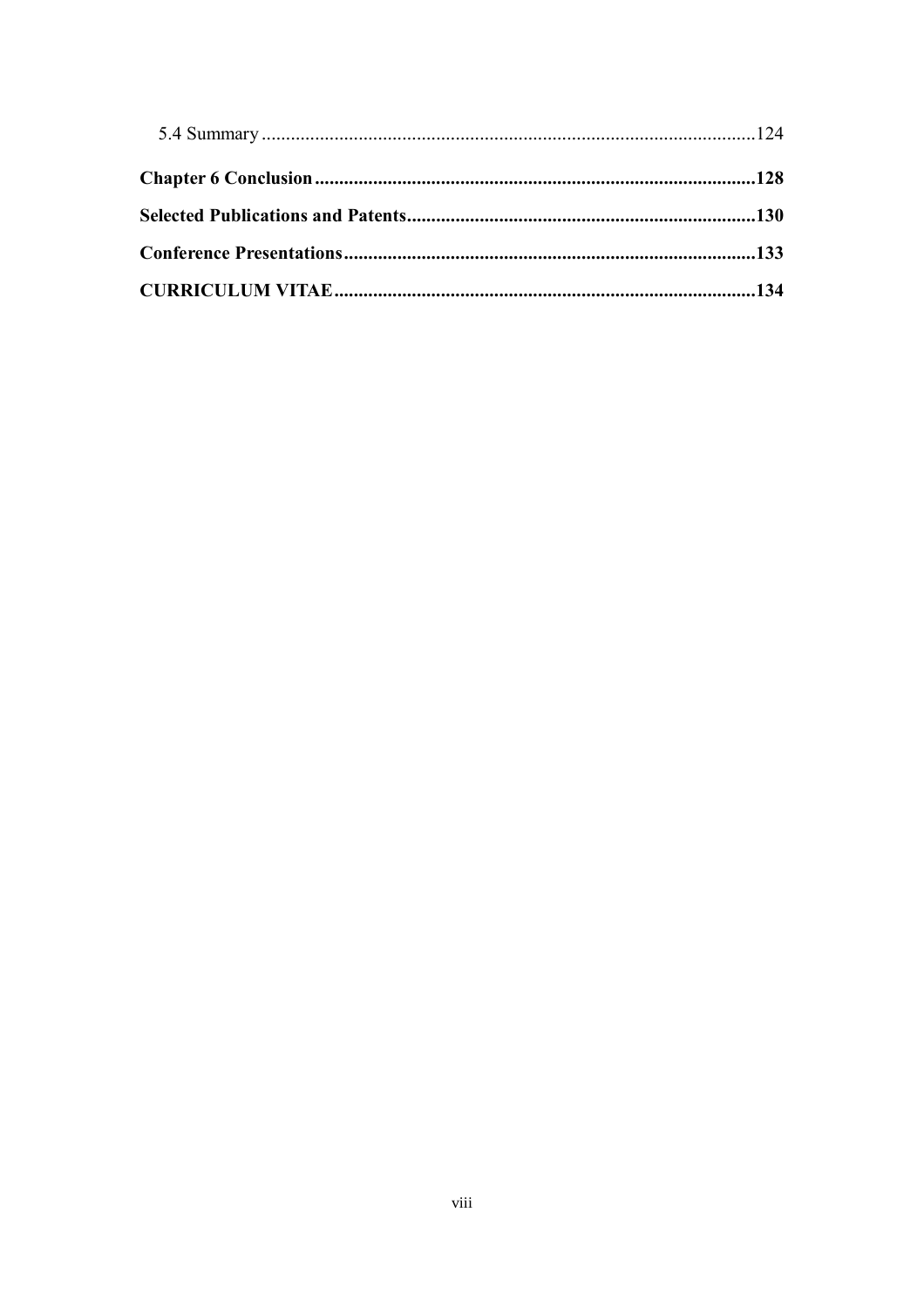5.4 Summary ........................................................................................................124

**Chapter 6 Conclusion** .............................................................................................**128**

**Selected Publications and Patents** .........................................................................**130**

**Conference Presentations** .......................................................................................**133**

**CURRICULUM VITAE** .........................................................................................**134**